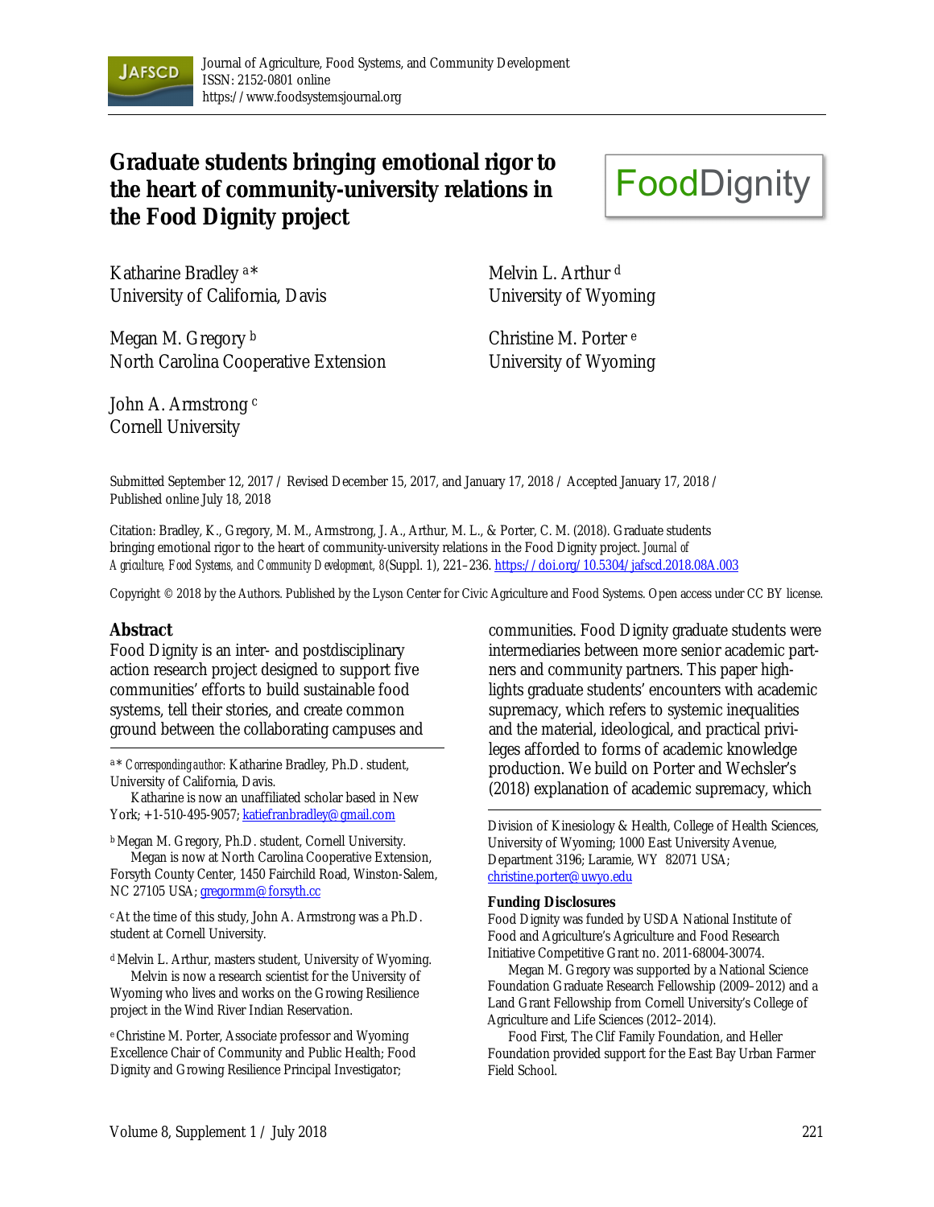# Graduate students bringing emotional rigor to the heart of community-university relations in the Food Dignity project

Katharine Bradley [a]*
University of California, Davis

Megan M. Gregory [b]
North Carolina Cooperative Extension

John A. Armstrong [c]
Cornell University

Melvin L. Arthur [d]
University of Wyoming

Christine M. Porter [e]
University of Wyoming

Submitted September 12, 2017 / Revised December 15, 2017, and January 17, 2018 / Accepted January 17, 2018 / Published online July 18, 2018

Citation: Bradley, K., Gregory, M. M., Armstrong, J. A., Arthur, M. L., & Porter, C. M. (2018). Graduate students bringing emotional rigor to the heart of community-university relations in the Food Dignity project. *Journal of Agriculture, Food Systems, and Community Development, 8*(Suppl. 1), 221–236. https://doi.org/10.5304/jafscd.2018.08A.003

Copyright © 2018 by the Authors. Published by the Lyson Center for Civic Agriculture and Food Systems. Open access under CC BY license.

## Abstract

Food Dignity is an inter- and postdisciplinary action research project designed to support five communities' efforts to build sustainable food systems, tell their stories, and create common ground between the collaborating campuses and communities. Food Dignity graduate students were intermediaries between more senior academic partners and community partners. This paper highlights graduate students' encounters with academic supremacy, which refers to systemic inequalities and the material, ideological, and practical privileges afforded to forms of academic knowledge production. We build on Porter and Wechsler's (2018) explanation of academic supremacy, which

---

[a] * *Corresponding author:* Katharine Bradley, Ph.D. student, University of California, Davis.
Katharine is now an unaffiliated scholar based in New York; +1-510-495-9057; katiefranbradley@gmail.com

[b] Megan M. Gregory, Ph.D. student, Cornell University.
Megan is now at North Carolina Cooperative Extension, Forsyth County Center, 1450 Fairchild Road, Winston-Salem, NC 27105 USA; gregormm@forsyth.cc

[c] At the time of this study, John A. Armstrong was a Ph.D. student at Cornell University.

[d] Melvin L. Arthur, masters student, University of Wyoming.
Melvin is now a research scientist for the University of Wyoming who lives and works on the Growing Resilience project in the Wind River Indian Reservation.

[e] Christine M. Porter, Associate professor and Wyoming Excellence Chair of Community and Public Health; Food Dignity and Growing Resilience Principal Investigator; Division of Kinesiology & Health, College of Health Sciences, University of Wyoming; 1000 East University Avenue, Department 3196; Laramie, WY 82071 USA; christine.porter@uwyo.edu

**Funding Disclosures**

Food Dignity was funded by USDA National Institute of Food and Agriculture's Agriculture and Food Research Initiative Competitive Grant no. 2011-68004-30074.

Megan M. Gregory was supported by a National Science Foundation Graduate Research Fellowship (2009–2012) and a Land Grant Fellowship from Cornell University's College of Agriculture and Life Sciences (2012–2014).

Food First, The Clif Family Foundation, and Heller Foundation provided support for the East Bay Urban Farmer Field School.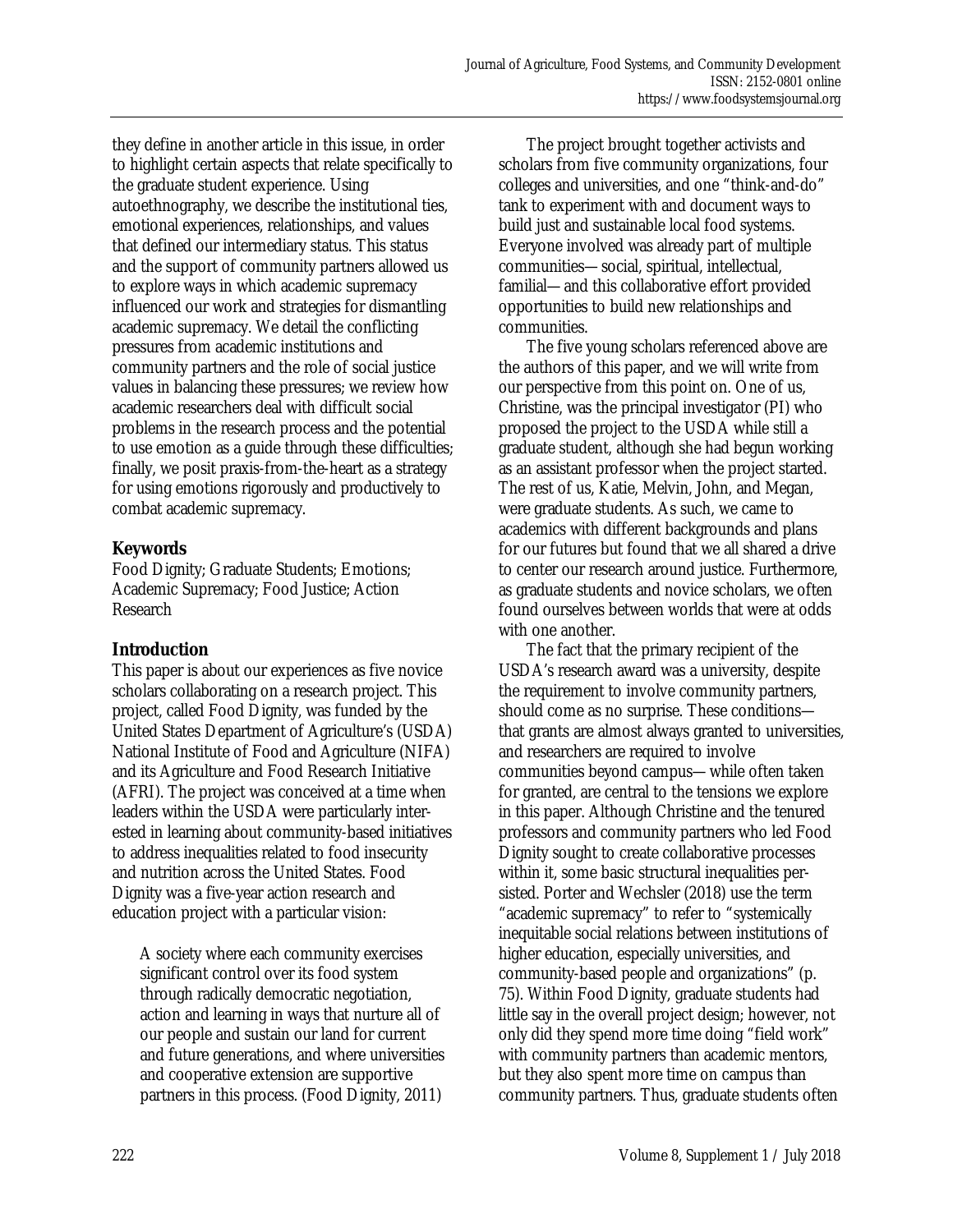they define in another article in this issue, in order to highlight certain aspects that relate specifically to the graduate student experience. Using autoethnography, we describe the institutional ties, emotional experiences, relationships, and values that defined our intermediary status. This status and the support of community partners allowed us to explore ways in which academic supremacy influenced our work and strategies for dismantling academic supremacy. We detail the conflicting pressures from academic institutions and community partners and the role of social justice values in balancing these pressures; we review how academic researchers deal with difficult social problems in the research process and the potential to use emotion as a guide through these difficulties; finally, we posit praxis-from-the-heart as a strategy for using emotions rigorously and productively to combat academic supremacy.

## Keywords

Food Dignity; Graduate Students; Emotions; Academic Supremacy; Food Justice; Action Research

## Introduction

This paper is about our experiences as five novice scholars collaborating on a research project. This project, called Food Dignity, was funded by the United States Department of Agriculture's (USDA) National Institute of Food and Agriculture (NIFA) and its Agriculture and Food Research Initiative (AFRI). The project was conceived at a time when leaders within the USDA were particularly interested in learning about community-based initiatives to address inequalities related to food insecurity and nutrition across the United States. Food Dignity was a five-year action research and education project with a particular vision:

> A society where each community exercises significant control over its food system through radically democratic negotiation, action and learning in ways that nurture all of our people and sustain our land for current and future generations, and where universities and cooperative extension are supportive partners in this process. (Food Dignity, 2011)

The project brought together activists and scholars from five community organizations, four colleges and universities, and one "think-and-do" tank to experiment with and document ways to build just and sustainable local food systems. Everyone involved was already part of multiple communities—social, spiritual, intellectual, familial—and this collaborative effort provided opportunities to build new relationships and communities.

The five young scholars referenced above are the authors of this paper, and we will write from our perspective from this point on. One of us, Christine, was the principal investigator (PI) who proposed the project to the USDA while still a graduate student, although she had begun working as an assistant professor when the project started. The rest of us, Katie, Melvin, John, and Megan, were graduate students. As such, we came to academics with different backgrounds and plans for our futures but found that we all shared a drive to center our research around justice. Furthermore, as graduate students and novice scholars, we often found ourselves between worlds that were at odds with one another.

The fact that the primary recipient of the USDA's research award was a university, despite the requirement to involve community partners, should come as no surprise. These conditions—that grants are almost always granted to universities, and researchers are required to involve communities beyond campus—while often taken for granted, are central to the tensions we explore in this paper. Although Christine and the tenured professors and community partners who led Food Dignity sought to create collaborative processes within it, some basic structural inequalities persisted. Porter and Wechsler (2018) use the term "academic supremacy" to refer to "systemically inequitable social relations between institutions of higher education, especially universities, and community-based people and organizations" (p. 75). Within Food Dignity, graduate students had little say in the overall project design; however, not only did they spend more time doing "field work" with community partners than academic mentors, but they also spent more time on campus than community partners. Thus, graduate students often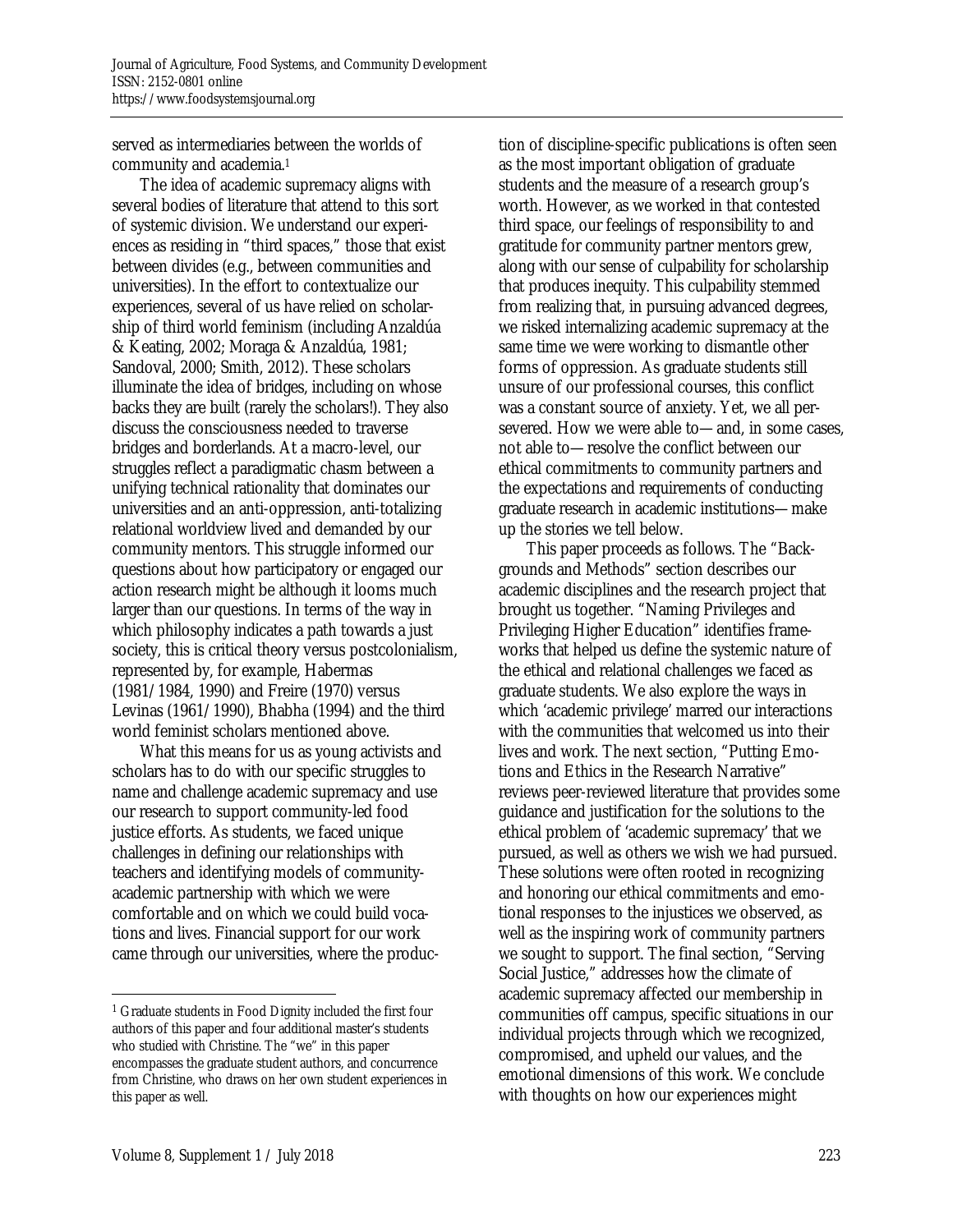served as intermediaries between the worlds of community and academia.[1]

The idea of academic supremacy aligns with several bodies of literature that attend to this sort of systemic division. We understand our experiences as residing in "third spaces," those that exist between divides (e.g., between communities and universities). In the effort to contextualize our experiences, several of us have relied on scholarship of third world feminism (including Anzaldúa & Keating, 2002; Moraga & Anzaldúa, 1981; Sandoval, 2000; Smith, 2012). These scholars illuminate the idea of bridges, including on whose backs they are built (rarely the scholars!). They also discuss the consciousness needed to traverse bridges and borderlands. At a macro-level, our struggles reflect a paradigmatic chasm between a unifying technical rationality that dominates our universities and an anti-oppression, anti-totalizing relational worldview lived and demanded by our community mentors. This struggle informed our questions about how participatory or engaged our action research might be although it looms much larger than our questions. In terms of the way in which philosophy indicates a path towards a just society, this is critical theory versus postcolonialism, represented by, for example, Habermas (1981/1984, 1990) and Freire (1970) versus Levinas (1961/1990), Bhabha (1994) and the third world feminist scholars mentioned above.

What this means for us as young activists and scholars has to do with our specific struggles to name and challenge academic supremacy and use our research to support community-led food justice efforts. As students, we faced unique challenges in defining our relationships with teachers and identifying models of community-academic partnership with which we were comfortable and on which we could build vocations and lives. Financial support for our work came through our universities, where the production of discipline-specific publications is often seen as the most important obligation of graduate students and the measure of a research group's worth. However, as we worked in that contested third space, our feelings of responsibility to and gratitude for community partner mentors grew, along with our sense of culpability for scholarship that produces inequity. This culpability stemmed from realizing that, in pursuing advanced degrees, we risked internalizing academic supremacy at the same time we were working to dismantle other forms of oppression. As graduate students still unsure of our professional courses, this conflict was a constant source of anxiety. Yet, we all persevered. How we were able to—and, in some cases, not able to—resolve the conflict between our ethical commitments to community partners and the expectations and requirements of conducting graduate research in academic institutions—make up the stories we tell below.

This paper proceeds as follows. The "Backgrounds and Methods" section describes our academic disciplines and the research project that brought us together. "Naming Privileges and Privileging Higher Education" identifies frameworks that helped us define the systemic nature of the ethical and relational challenges we faced as graduate students. We also explore the ways in which 'academic privilege' marred our interactions with the communities that welcomed us into their lives and work. The next section, "Putting Emotions and Ethics in the Research Narrative" reviews peer-reviewed literature that provides some guidance and justification for the solutions to the ethical problem of 'academic supremacy' that we pursued, as well as others we wish we had pursued. These solutions were often rooted in recognizing and honoring our ethical commitments and emotional responses to the injustices we observed, as well as the inspiring work of community partners we sought to support. The final section, "Serving Social Justice," addresses how the climate of academic supremacy affected our membership in communities off campus, specific situations in our individual projects through which we recognized, compromised, and upheld our values, and the emotional dimensions of this work. We conclude with thoughts on how our experiences might

[1] Graduate students in Food Dignity included the first four authors of this paper and four additional master's students who studied with Christine. The "we" in this paper encompasses the graduate student authors, and concurrence from Christine, who draws on her own student experiences in this paper as well.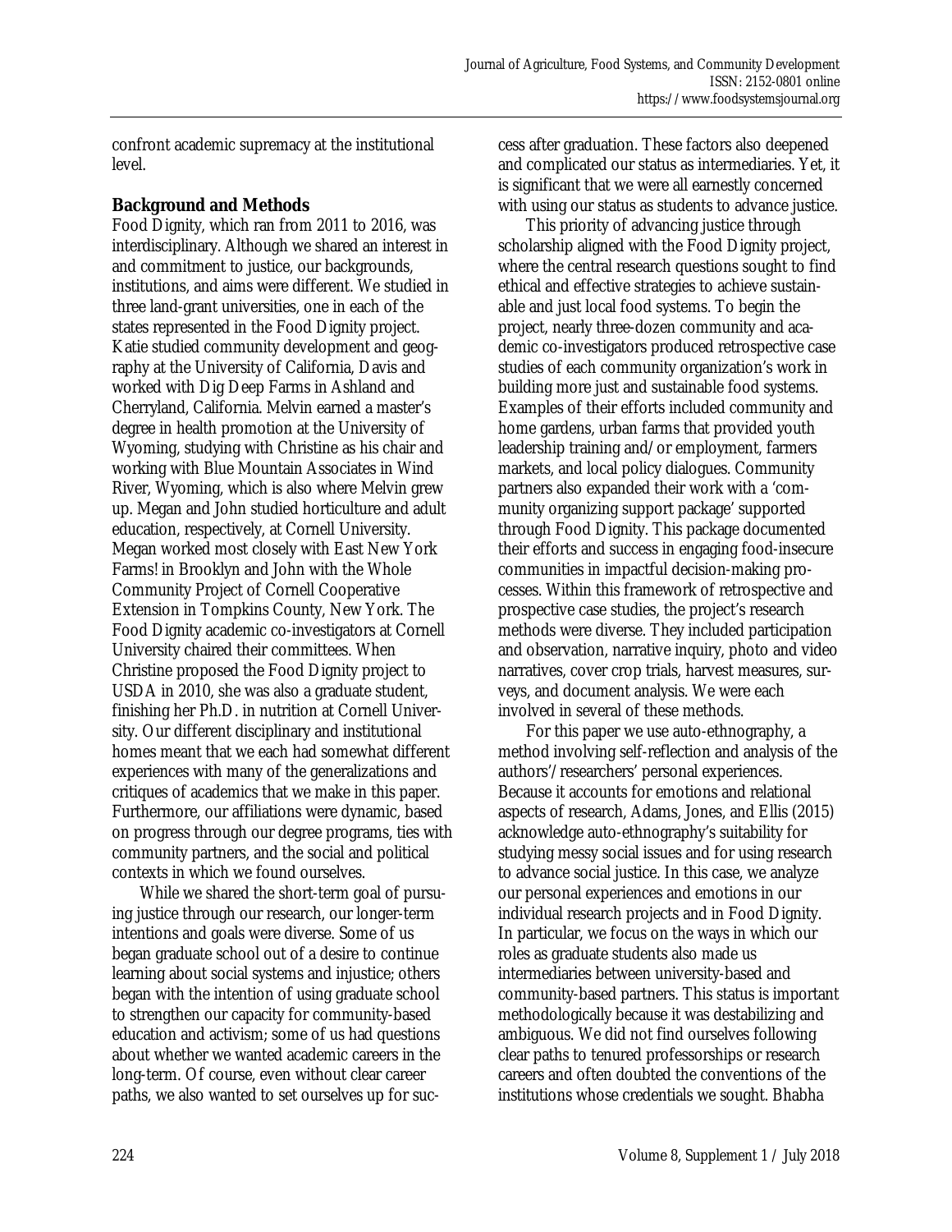confront academic supremacy at the institutional level.

## Background and Methods

Food Dignity, which ran from 2011 to 2016, was interdisciplinary. Although we shared an interest in and commitment to justice, our backgrounds, institutions, and aims were different. We studied in three land-grant universities, one in each of the states represented in the Food Dignity project. Katie studied community development and geography at the University of California, Davis and worked with Dig Deep Farms in Ashland and Cherryland, California. Melvin earned a master's degree in health promotion at the University of Wyoming, studying with Christine as his chair and working with Blue Mountain Associates in Wind River, Wyoming, which is also where Melvin grew up. Megan and John studied horticulture and adult education, respectively, at Cornell University. Megan worked most closely with East New York Farms! in Brooklyn and John with the Whole Community Project of Cornell Cooperative Extension in Tompkins County, New York. The Food Dignity academic co-investigators at Cornell University chaired their committees. When Christine proposed the Food Dignity project to USDA in 2010, she was also a graduate student, finishing her Ph.D. in nutrition at Cornell University. Our different disciplinary and institutional homes meant that we each had somewhat different experiences with many of the generalizations and critiques of academics that we make in this paper. Furthermore, our affiliations were dynamic, based on progress through our degree programs, ties with community partners, and the social and political contexts in which we found ourselves.

While we shared the short-term goal of pursuing justice through our research, our longer-term intentions and goals were diverse. Some of us began graduate school out of a desire to continue learning about social systems and injustice; others began with the intention of using graduate school to strengthen our capacity for community-based education and activism; some of us had questions about whether we wanted academic careers in the long-term. Of course, even without clear career paths, we also wanted to set ourselves up for success after graduation. These factors also deepened and complicated our status as intermediaries. Yet, it is significant that we were all earnestly concerned with using our status as students to advance justice.

This priority of advancing justice through scholarship aligned with the Food Dignity project, where the central research questions sought to find ethical and effective strategies to achieve sustainable and just local food systems. To begin the project, nearly three-dozen community and academic co-investigators produced retrospective case studies of each community organization's work in building more just and sustainable food systems. Examples of their efforts included community and home gardens, urban farms that provided youth leadership training and/or employment, farmers markets, and local policy dialogues. Community partners also expanded their work with a 'community organizing support package' supported through Food Dignity. This package documented their efforts and success in engaging food-insecure communities in impactful decision-making processes. Within this framework of retrospective and prospective case studies, the project's research methods were diverse. They included participation and observation, narrative inquiry, photo and video narratives, cover crop trials, harvest measures, surveys, and document analysis. We were each involved in several of these methods.

For this paper we use auto-ethnography, a method involving self-reflection and analysis of the authors'/researchers' personal experiences. Because it accounts for emotions and relational aspects of research, Adams, Jones, and Ellis (2015) acknowledge auto-ethnography's suitability for studying messy social issues and for using research to advance social justice. In this case, we analyze our personal experiences and emotions in our individual research projects and in Food Dignity. In particular, we focus on the ways in which our roles as graduate students also made us intermediaries between university-based and community-based partners. This status is important methodologically because it was destabilizing and ambiguous. We did not find ourselves following clear paths to tenured professorships or research careers and often doubted the conventions of the institutions whose credentials we sought. Bhabha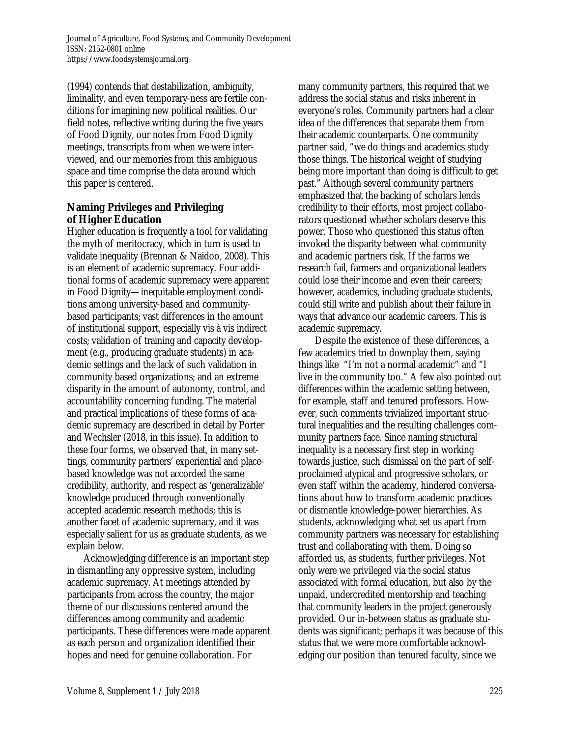(1994) contends that destabilization, ambiguity, liminality, and even temporary-ness are fertile conditions for imagining new political realities. Our field notes, reflective writing during the five years of Food Dignity, our notes from Food Dignity meetings, transcripts from when we were interviewed, and our memories from this ambiguous space and time comprise the data around which this paper is centered.

## Naming Privileges and Privileging of Higher Education

Higher education is frequently a tool for validating the myth of meritocracy, which in turn is used to validate inequality (Brennan & Naidoo, 2008). This is an element of academic supremacy. Four additional forms of academic supremacy were apparent in Food Dignity—inequitable employment conditions among university-based and community-based participants; vast differences in the amount of institutional support, especially vis à vis indirect costs; validation of training and capacity development (e.g., producing graduate students) in academic settings and the lack of such validation in community based organizations; and an extreme disparity in the amount of autonomy, control, and accountability concerning funding. The material and practical implications of these forms of academic supremacy are described in detail by Porter and Wechsler (2018, in this issue). In addition to these four forms, we observed that, in many settings, community partners' experiential and place-based knowledge was not accorded the same credibility, authority, and respect as 'generalizable' knowledge produced through conventionally accepted academic research methods; this is another facet of academic supremacy, and it was especially salient for us as graduate students, as we explain below.

Acknowledging difference is an important step in dismantling any oppressive system, including academic supremacy. At meetings attended by participants from across the country, the major theme of our discussions centered around the differences among community and academic participants. These differences were made apparent as each person and organization identified their hopes and need for genuine collaboration. For many community partners, this required that we address the social status and risks inherent in everyone's roles. Community partners had a clear idea of the differences that separate them from their academic counterparts. One community partner said, "we do things and academics study those things. The historical weight of studying being more important than doing is difficult to get past." Although several community partners emphasized that the backing of scholars lends credibility to their efforts, most project collaborators questioned whether scholars deserve this power. Those who questioned this status often invoked the disparity between what community and academic partners risk. If the farms we research fail, farmers and organizational leaders could lose their income and even their careers; however, academics, including graduate students, could still write and publish about their failure in ways that advance our academic careers. This is academic supremacy.

Despite the existence of these differences, a few academics tried to downplay them, saying things like "I'm not a normal academic" and "I live in the community too." A few also pointed out differences within the academic setting between, for example, staff and tenured professors. However, such comments trivialized important structural inequalities and the resulting challenges community partners face. Since naming structural inequality is a necessary first step in working towards justice, such dismissal on the part of self-proclaimed atypical and progressive scholars, or even staff within the academy, hindered conversations about how to transform academic practices or dismantle knowledge-power hierarchies. As students, acknowledging what set us apart from community partners was necessary for establishing trust and collaborating with them. Doing so afforded us, as students, further privileges. Not only were we privileged via the social status associated with formal education, but also by the unpaid, undercredited mentorship and teaching that community leaders in the project generously provided. Our in-between status as graduate students was significant; perhaps it was because of this status that we were more comfortable acknowledging our position than tenured faculty, since we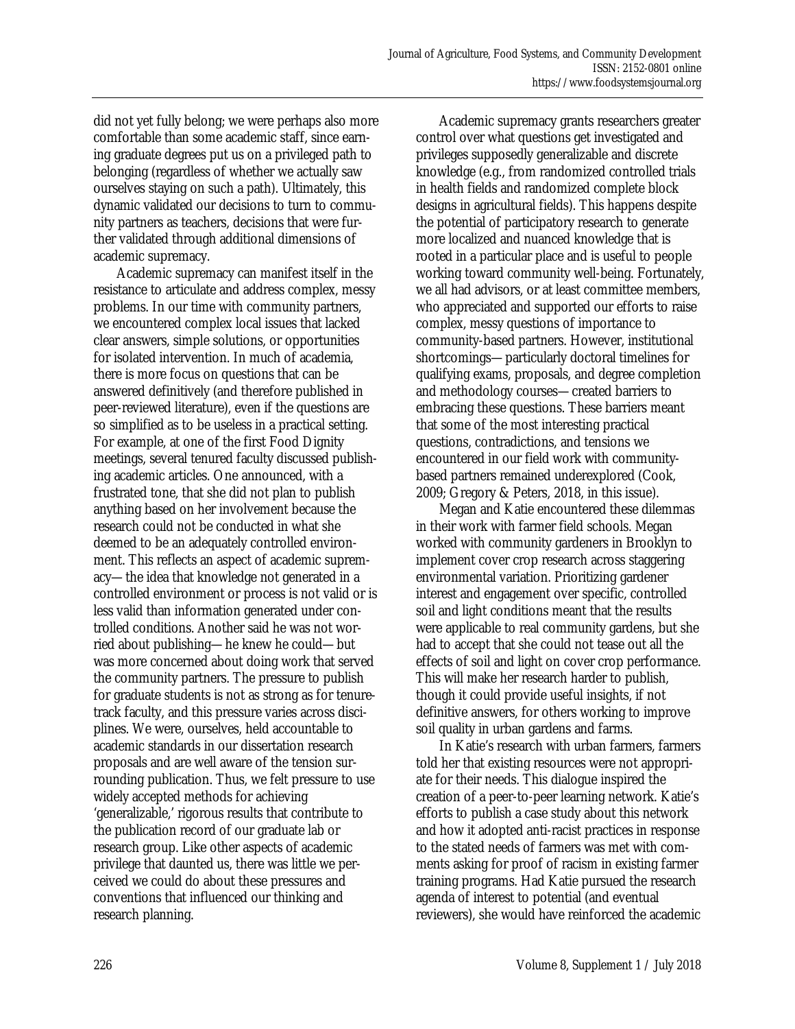did not yet fully belong; we were perhaps also more comfortable than some academic staff, since earning graduate degrees put us on a privileged path to belonging (regardless of whether we actually saw ourselves staying on such a path). Ultimately, this dynamic validated our decisions to turn to community partners as teachers, decisions that were further validated through additional dimensions of academic supremacy.

Academic supremacy can manifest itself in the resistance to articulate and address complex, messy problems. In our time with community partners, we encountered complex local issues that lacked clear answers, simple solutions, or opportunities for isolated intervention. In much of academia, there is more focus on questions that can be answered definitively (and therefore published in peer-reviewed literature), even if the questions are so simplified as to be useless in a practical setting. For example, at one of the first Food Dignity meetings, several tenured faculty discussed publishing academic articles. One announced, with a frustrated tone, that she did not plan to publish anything based on her involvement because the research could not be conducted in what she deemed to be an adequately controlled environment. This reflects an aspect of academic supremacy—the idea that knowledge not generated in a controlled environment or process is not valid or is less valid than information generated under controlled conditions. Another said he was not worried about publishing—he knew he could—but was more concerned about doing work that served the community partners. The pressure to publish for graduate students is not as strong as for tenure-track faculty, and this pressure varies across disciplines. We were, ourselves, held accountable to academic standards in our dissertation research proposals and are well aware of the tension surrounding publication. Thus, we felt pressure to use widely accepted methods for achieving 'generalizable,' rigorous results that contribute to the publication record of our graduate lab or research group. Like other aspects of academic privilege that daunted us, there was little we perceived we could do about these pressures and conventions that influenced our thinking and research planning.

Academic supremacy grants researchers greater control over what questions get investigated and privileges supposedly generalizable and discrete knowledge (e.g., from randomized controlled trials in health fields and randomized complete block designs in agricultural fields). This happens despite the potential of participatory research to generate more localized and nuanced knowledge that is rooted in a particular place and is useful to people working toward community well-being. Fortunately, we all had advisors, or at least committee members, who appreciated and supported our efforts to raise complex, messy questions of importance to community-based partners. However, institutional shortcomings—particularly doctoral timelines for qualifying exams, proposals, and degree completion and methodology courses—created barriers to embracing these questions. These barriers meant that some of the most interesting practical questions, contradictions, and tensions we encountered in our field work with community-based partners remained underexplored (Cook, 2009; Gregory & Peters, 2018, in this issue).

Megan and Katie encountered these dilemmas in their work with farmer field schools. Megan worked with community gardeners in Brooklyn to implement cover crop research across staggering environmental variation. Prioritizing gardener interest and engagement over specific, controlled soil and light conditions meant that the results were applicable to real community gardens, but she had to accept that she could not tease out all the effects of soil and light on cover crop performance. This will make her research harder to publish, though it could provide useful insights, if not definitive answers, for others working to improve soil quality in urban gardens and farms.

In Katie's research with urban farmers, farmers told her that existing resources were not appropriate for their needs. This dialogue inspired the creation of a peer-to-peer learning network. Katie's efforts to publish a case study about this network and how it adopted anti-racist practices in response to the stated needs of farmers was met with comments asking for proof of racism in existing farmer training programs. Had Katie pursued the research agenda of interest to potential (and eventual reviewers), she would have reinforced the academic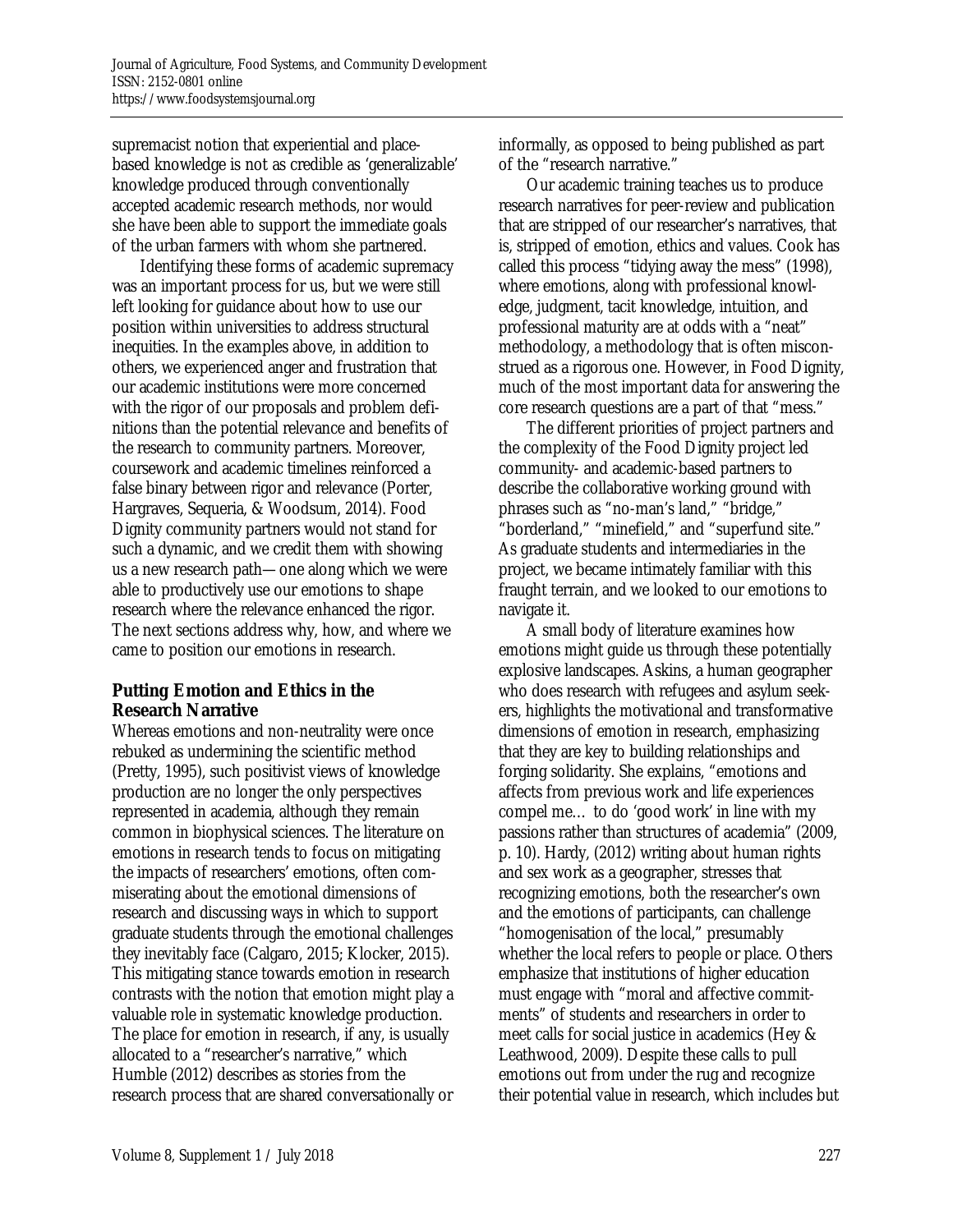supremacist notion that experiential and place-based knowledge is not as credible as 'generalizable' knowledge produced through conventionally accepted academic research methods, nor would she have been able to support the immediate goals of the urban farmers with whom she partnered.

Identifying these forms of academic supremacy was an important process for us, but we were still left looking for guidance about how to use our position within universities to address structural inequities. In the examples above, in addition to others, we experienced anger and frustration that our academic institutions were more concerned with the rigor of our proposals and problem definitions than the potential relevance and benefits of the research to community partners. Moreover, coursework and academic timelines reinforced a false binary between rigor and relevance (Porter, Hargraves, Sequeria, & Woodsum, 2014). Food Dignity community partners would not stand for such a dynamic, and we credit them with showing us a new research path—one along which we were able to productively use our emotions to shape research where the relevance enhanced the rigor. The next sections address why, how, and where we came to position our emotions in research.

## Putting Emotion and Ethics in the Research Narrative

Whereas emotions and non-neutrality were once rebuked as undermining the scientific method (Pretty, 1995), such positivist views of knowledge production are no longer the only perspectives represented in academia, although they remain common in biophysical sciences. The literature on emotions in research tends to focus on mitigating the impacts of researchers' emotions, often commiserating about the emotional dimensions of research and discussing ways in which to support graduate students through the emotional challenges they inevitably face (Calgaro, 2015; Klocker, 2015). This mitigating stance towards emotion in research contrasts with the notion that emotion might play a valuable role in systematic knowledge production. The place for emotion in research, if any, is usually allocated to a "researcher's narrative," which Humble (2012) describes as stories from the research process that are shared conversationally or informally, as opposed to being published as part of the "research narrative."

Our academic training teaches us to produce research narratives for peer-review and publication that are stripped of our researcher's narratives, that is, stripped of emotion, ethics and values. Cook has called this process "tidying away the mess" (1998), where emotions, along with professional knowledge, judgment, tacit knowledge, intuition, and professional maturity are at odds with a "neat" methodology, a methodology that is often misconstrued as a rigorous one. However, in Food Dignity, much of the most important data for answering the core research questions are a part of that "mess."

The different priorities of project partners and the complexity of the Food Dignity project led community- and academic-based partners to describe the collaborative working ground with phrases such as "no-man's land," "bridge," "borderland," "minefield," and "superfund site." As graduate students and intermediaries in the project, we became intimately familiar with this fraught terrain, and we looked to our emotions to navigate it.

A small body of literature examines how emotions might guide us through these potentially explosive landscapes. Askins, a human geographer who does research with refugees and asylum seekers, highlights the motivational and transformative dimensions of emotion in research, emphasizing that they are key to building relationships and forging solidarity. She explains, "emotions and affects from previous work and life experiences compel me… to do 'good work' in line with my passions rather than structures of academia" (2009, p. 10). Hardy, (2012) writing about human rights and sex work as a geographer, stresses that recognizing emotions, both the researcher's own and the emotions of participants, can challenge "homogenisation of the local," presumably whether the local refers to people or place. Others emphasize that institutions of higher education must engage with "moral and affective commitments" of students and researchers in order to meet calls for social justice in academics (Hey & Leathwood, 2009). Despite these calls to pull emotions out from under the rug and recognize their potential value in research, which includes but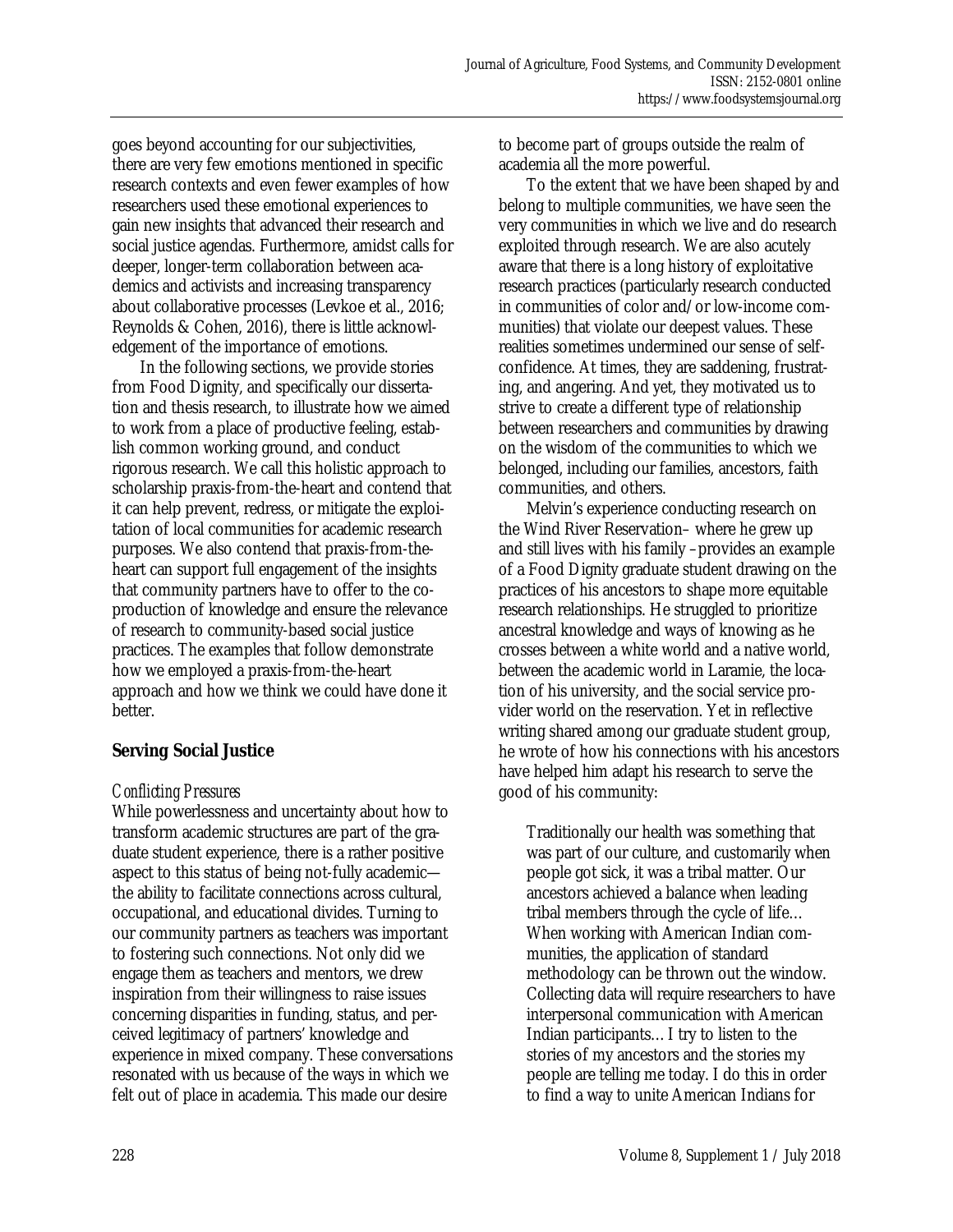goes beyond accounting for our subjectivities, there are very few emotions mentioned in specific research contexts and even fewer examples of how researchers used these emotional experiences to gain new insights that advanced their research and social justice agendas. Furthermore, amidst calls for deeper, longer-term collaboration between academics and activists and increasing transparency about collaborative processes (Levkoe et al., 2016; Reynolds & Cohen, 2016), there is little acknowledgement of the importance of emotions.

In the following sections, we provide stories from Food Dignity, and specifically our dissertation and thesis research, to illustrate how we aimed to work from a place of productive feeling, establish common working ground, and conduct rigorous research. We call this holistic approach to scholarship praxis-from-the-heart and contend that it can help prevent, redress, or mitigate the exploitation of local communities for academic research purposes. We also contend that praxis-from-the-heart can support full engagement of the insights that community partners have to offer to the co-production of knowledge and ensure the relevance of research to community-based social justice practices. The examples that follow demonstrate how we employed a praxis-from-the-heart approach and how we think we could have done it better.

## Serving Social Justice

### *Conflicting Pressures*

While powerlessness and uncertainty about how to transform academic structures are part of the graduate student experience, there is a rather positive aspect to this status of being not-fully academic—the ability to facilitate connections across cultural, occupational, and educational divides. Turning to our community partners as teachers was important to fostering such connections. Not only did we engage them as teachers and mentors, we drew inspiration from their willingness to raise issues concerning disparities in funding, status, and perceived legitimacy of partners' knowledge and experience in mixed company. These conversations resonated with us because of the ways in which we felt out of place in academia. This made our desire to become part of groups outside the realm of academia all the more powerful.

To the extent that we have been shaped by and belong to multiple communities, we have seen the very communities in which we live and do research exploited through research. We are also acutely aware that there is a long history of exploitative research practices (particularly research conducted in communities of color and/or low-income communities) that violate our deepest values. These realities sometimes undermined our sense of self-confidence. At times, they are saddening, frustrating, and angering. And yet, they motivated us to strive to create a different type of relationship between researchers and communities by drawing on the wisdom of the communities to which we belonged, including our families, ancestors, faith communities, and others.

Melvin's experience conducting research on the Wind River Reservation– where he grew up and still lives with his family –provides an example of a Food Dignity graduate student drawing on the practices of his ancestors to shape more equitable research relationships. He struggled to prioritize ancestral knowledge and ways of knowing as he crosses between a white world and a native world, between the academic world in Laramie, the location of his university, and the social service provider world on the reservation. Yet in reflective writing shared among our graduate student group, he wrote of how his connections with his ancestors have helped him adapt his research to serve the good of his community:

> Traditionally our health was something that was part of our culture, and customarily when people got sick, it was a tribal matter. Our ancestors achieved a balance when leading tribal members through the cycle of life… When working with American Indian communities, the application of standard methodology can be thrown out the window. Collecting data will require researchers to have interpersonal communication with American Indian participants… I try to listen to the stories of my ancestors and the stories my people are telling me today. I do this in order to find a way to unite American Indians for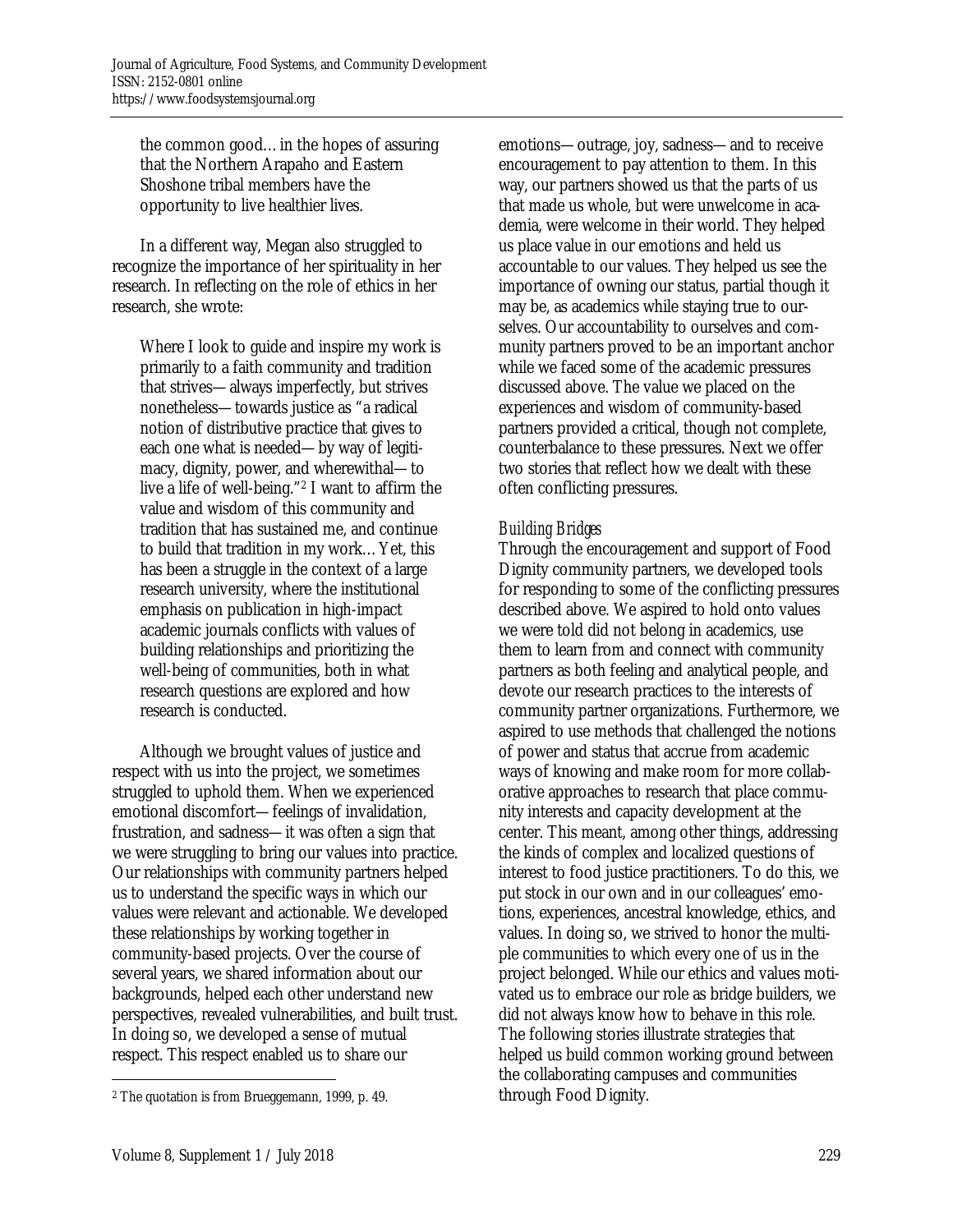the common good…in the hopes of assuring that the Northern Arapaho and Eastern Shoshone tribal members have the opportunity to live healthier lives.

In a different way, Megan also struggled to recognize the importance of her spirituality in her research. In reflecting on the role of ethics in her research, she wrote:

> Where I look to guide and inspire my work is primarily to a faith community and tradition that strives—always imperfectly, but strives nonetheless—towards justice as "a radical notion of distributive practice that gives to each one what is needed—by way of legitimacy, dignity, power, and wherewithal—to live a life of well-being."[2] I want to affirm the value and wisdom of this community and tradition that has sustained me, and continue to build that tradition in my work…Yet, this has been a struggle in the context of a large research university, where the institutional emphasis on publication in high-impact academic journals conflicts with values of building relationships and prioritizing the well-being of communities, both in what research questions are explored and how research is conducted.

Although we brought values of justice and respect with us into the project, we sometimes struggled to uphold them. When we experienced emotional discomfort—feelings of invalidation, frustration, and sadness—it was often a sign that we were struggling to bring our values into practice. Our relationships with community partners helped us to understand the specific ways in which our values were relevant and actionable. We developed these relationships by working together in community-based projects. Over the course of several years, we shared information about our backgrounds, helped each other understand new perspectives, revealed vulnerabilities, and built trust. In doing so, we developed a sense of mutual respect. This respect enabled us to share our emotions—outrage, joy, sadness—and to receive encouragement to pay attention to them. In this way, our partners showed us that the parts of us that made us whole, but were unwelcome in academia, were welcome in their world. They helped us place value in our emotions and held us accountable to our values. They helped us see the importance of owning our status, partial though it may be, as academics while staying true to ourselves. Our accountability to ourselves and community partners proved to be an important anchor while we faced some of the academic pressures discussed above. The value we placed on the experiences and wisdom of community-based partners provided a critical, though not complete, counterbalance to these pressures. Next we offer two stories that reflect how we dealt with these often conflicting pressures.

### *Building Bridges*

Through the encouragement and support of Food Dignity community partners, we developed tools for responding to some of the conflicting pressures described above. We aspired to hold onto values we were told did not belong in academics, use them to learn from and connect with community partners as both feeling and analytical people, and devote our research practices to the interests of community partner organizations. Furthermore, we aspired to use methods that challenged the notions of power and status that accrue from academic ways of knowing and make room for more collaborative approaches to research that place community interests and capacity development at the center. This meant, among other things, addressing the kinds of complex and localized questions of interest to food justice practitioners. To do this, we put stock in our own and in our colleagues' emotions, experiences, ancestral knowledge, ethics, and values. In doing so, we strived to honor the multiple communities to which every one of us in the project belonged. While our ethics and values motivated us to embrace our role as bridge builders, we did not always know how to behave in this role. The following stories illustrate strategies that helped us build common working ground between the collaborating campuses and communities through Food Dignity.

---

[2] The quotation is from Brueggemann, 1999, p. 49.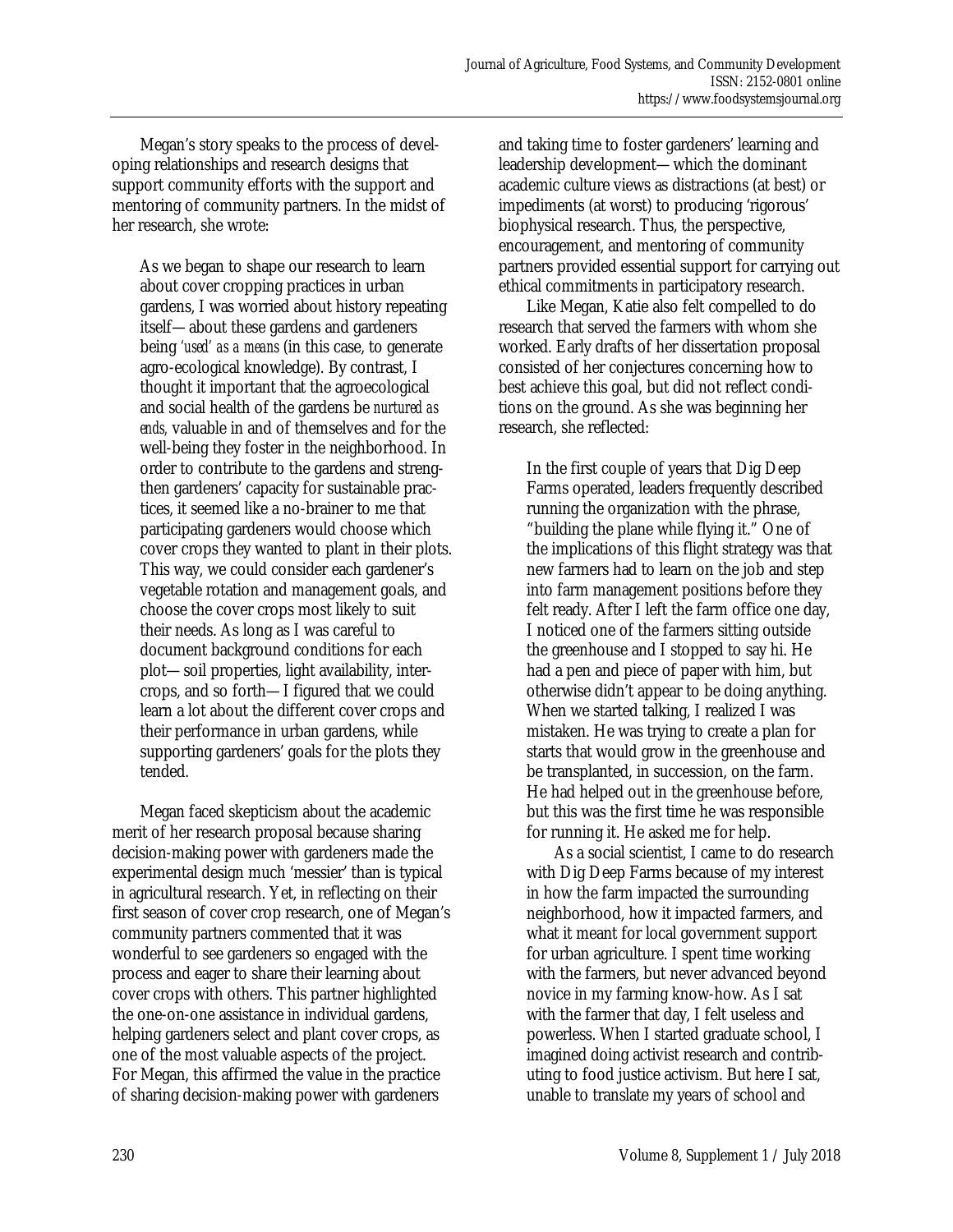Megan's story speaks to the process of developing relationships and research designs that support community efforts with the support and mentoring of community partners. In the midst of her research, she wrote:

> As we began to shape our research to learn about cover cropping practices in urban gardens, I was worried about history repeating itself—about these gardens and gardeners being *'used' as a means* (in this case, to generate agro-ecological knowledge). By contrast, I thought it important that the agroecological and social health of the gardens be *nurtured as ends,* valuable in and of themselves and for the well-being they foster in the neighborhood. In order to contribute to the gardens and strengthen gardeners' capacity for sustainable practices, it seemed like a no-brainer to me that participating gardeners would choose which cover crops they wanted to plant in their plots. This way, we could consider each gardener's vegetable rotation and management goals, and choose the cover crops most likely to suit their needs. As long as I was careful to document background conditions for each plot—soil properties, light availability, intercrops, and so forth—I figured that we could learn a lot about the different cover crops and their performance in urban gardens, while supporting gardeners' goals for the plots they tended.

Megan faced skepticism about the academic merit of her research proposal because sharing decision-making power with gardeners made the experimental design much 'messier' than is typical in agricultural research. Yet, in reflecting on their first season of cover crop research, one of Megan's community partners commented that it was wonderful to see gardeners so engaged with the process and eager to share their learning about cover crops with others. This partner highlighted the one-on-one assistance in individual gardens, helping gardeners select and plant cover crops, as one of the most valuable aspects of the project. For Megan, this affirmed the value in the practice of sharing decision-making power with gardeners and taking time to foster gardeners' learning and leadership development—which the dominant academic culture views as distractions (at best) or impediments (at worst) to producing 'rigorous' biophysical research. Thus, the perspective, encouragement, and mentoring of community partners provided essential support for carrying out ethical commitments in participatory research.

Like Megan, Katie also felt compelled to do research that served the farmers with whom she worked. Early drafts of her dissertation proposal consisted of her conjectures concerning how to best achieve this goal, but did not reflect conditions on the ground. As she was beginning her research, she reflected:

> In the first couple of years that Dig Deep Farms operated, leaders frequently described running the organization with the phrase, "building the plane while flying it." One of the implications of this flight strategy was that new farmers had to learn on the job and step into farm management positions before they felt ready. After I left the farm office one day, I noticed one of the farmers sitting outside the greenhouse and I stopped to say hi. He had a pen and piece of paper with him, but otherwise didn't appear to be doing anything. When we started talking, I realized I was mistaken. He was trying to create a plan for starts that would grow in the greenhouse and be transplanted, in succession, on the farm. He had helped out in the greenhouse before, but this was the first time he was responsible for running it. He asked me for help.
>
> As a social scientist, I came to do research with Dig Deep Farms because of my interest in how the farm impacted the surrounding neighborhood, how it impacted farmers, and what it meant for local government support for urban agriculture. I spent time working with the farmers, but never advanced beyond novice in my farming know-how. As I sat with the farmer that day, I felt useless and powerless. When I started graduate school, I imagined doing activist research and contributing to food justice activism. But here I sat, unable to translate my years of school and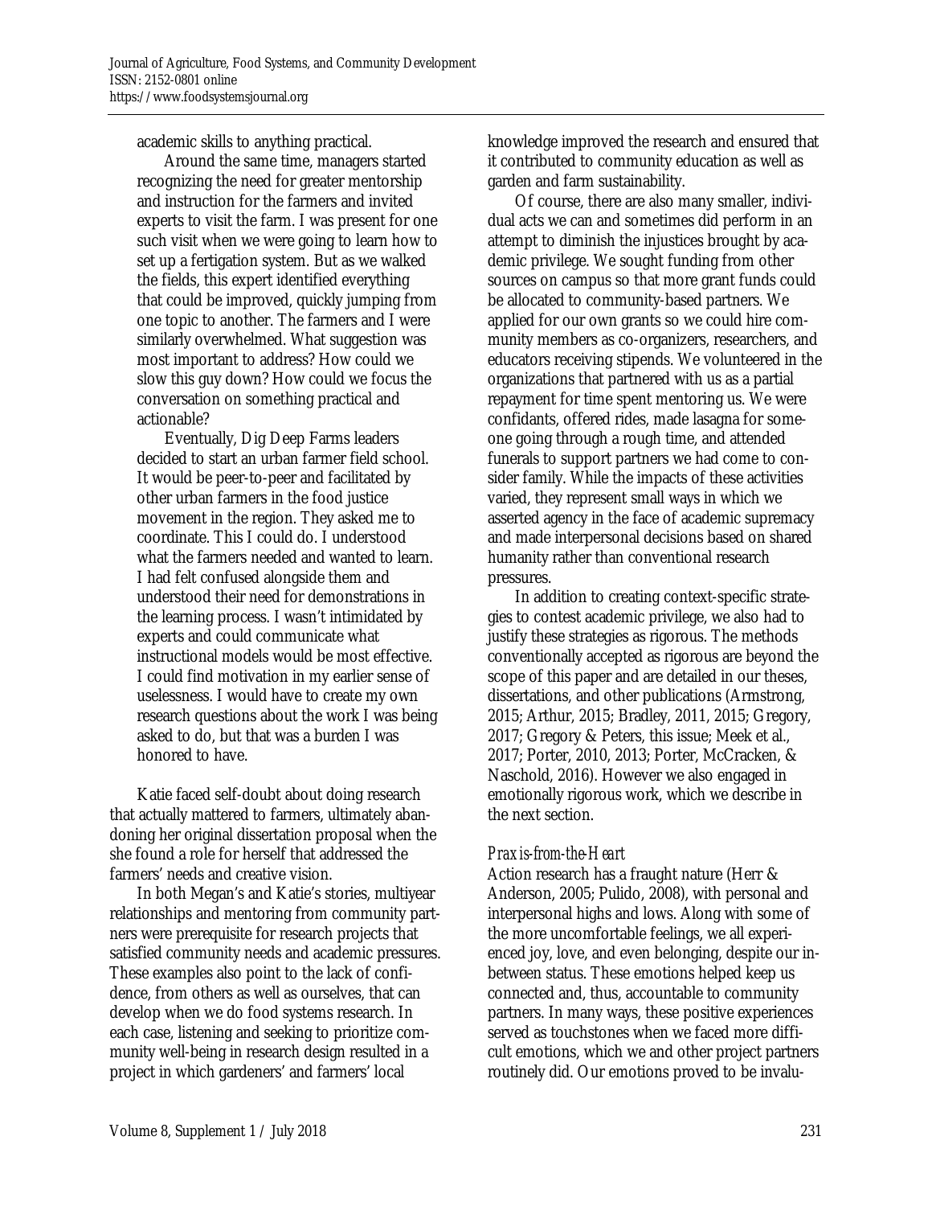academic skills to anything practical.

Around the same time, managers started recognizing the need for greater mentorship and instruction for the farmers and invited experts to visit the farm. I was present for one such visit when we were going to learn how to set up a fertigation system. But as we walked the fields, this expert identified everything that could be improved, quickly jumping from one topic to another. The farmers and I were similarly overwhelmed. What suggestion was most important to address? How could we slow this guy down? How could we focus the conversation on something practical and actionable?

Eventually, Dig Deep Farms leaders decided to start an urban farmer field school. It would be peer-to-peer and facilitated by other urban farmers in the food justice movement in the region. They asked me to coordinate. This I could do. I understood what the farmers needed and wanted to learn. I had felt confused alongside them and understood their need for demonstrations in the learning process. I wasn't intimidated by experts and could communicate what instructional models would be most effective. I could find motivation in my earlier sense of uselessness. I would have to create my own research questions about the work I was being asked to do, but that was a burden I was honored to have.

Katie faced self-doubt about doing research that actually mattered to farmers, ultimately abandoning her original dissertation proposal when the she found a role for herself that addressed the farmers' needs and creative vision.

In both Megan's and Katie's stories, multiyear relationships and mentoring from community partners were prerequisite for research projects that satisfied community needs and academic pressures. These examples also point to the lack of confidence, from others as well as ourselves, that can develop when we do food systems research. In each case, listening and seeking to prioritize community well-being in research design resulted in a project in which gardeners' and farmers' local knowledge improved the research and ensured that it contributed to community education as well as garden and farm sustainability.

Of course, there are also many smaller, individual acts we can and sometimes did perform in an attempt to diminish the injustices brought by academic privilege. We sought funding from other sources on campus so that more grant funds could be allocated to community-based partners. We applied for our own grants so we could hire community members as co-organizers, researchers, and educators receiving stipends. We volunteered in the organizations that partnered with us as a partial repayment for time spent mentoring us. We were confidants, offered rides, made lasagna for someone going through a rough time, and attended funerals to support partners we had come to consider family. While the impacts of these activities varied, they represent small ways in which we asserted agency in the face of academic supremacy and made interpersonal decisions based on shared humanity rather than conventional research pressures.

In addition to creating context-specific strategies to contest academic privilege, we also had to justify these strategies as rigorous. The methods conventionally accepted as rigorous are beyond the scope of this paper and are detailed in our theses, dissertations, and other publications (Armstrong, 2015; Arthur, 2015; Bradley, 2011, 2015; Gregory, 2017; Gregory & Peters, this issue; Meek et al., 2017; Porter, 2010, 2013; Porter, McCracken, & Naschold, 2016). However we also engaged in emotionally rigorous work, which we describe in the next section.

### *Praxis-from-the-Heart*

Action research has a fraught nature (Herr & Anderson, 2005; Pulido, 2008), with personal and interpersonal highs and lows. Along with some of the more uncomfortable feelings, we all experienced joy, love, and even belonging, despite our in-between status. These emotions helped keep us connected and, thus, accountable to community partners. In many ways, these positive experiences served as touchstones when we faced more difficult emotions, which we and other project partners routinely did. Our emotions proved to be invalu-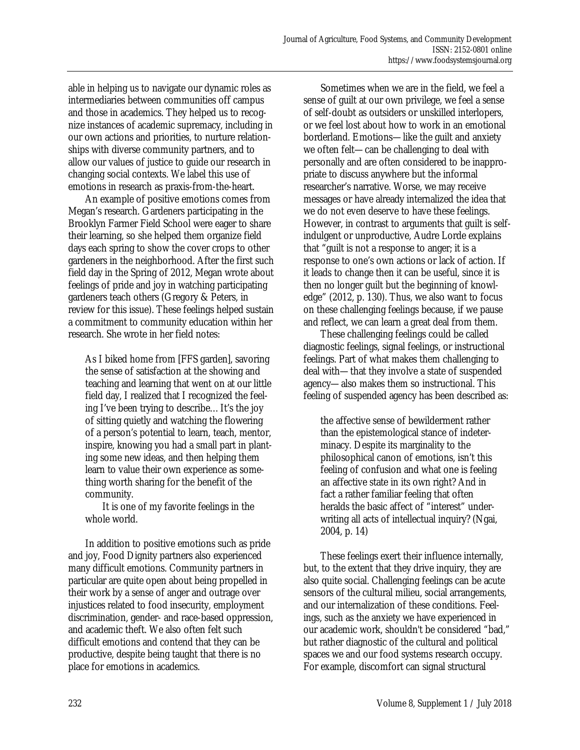able in helping us to navigate our dynamic roles as intermediaries between communities off campus and those in academics. They helped us to recognize instances of academic supremacy, including in our own actions and priorities, to nurture relationships with diverse community partners, and to allow our values of justice to guide our research in changing social contexts. We label this use of emotions in research as praxis-from-the-heart.

An example of positive emotions comes from Megan's research. Gardeners participating in the Brooklyn Farmer Field School were eager to share their learning, so she helped them organize field days each spring to show the cover crops to other gardeners in the neighborhood. After the first such field day in the Spring of 2012, Megan wrote about feelings of pride and joy in watching participating gardeners teach others (Gregory & Peters, in review for this issue). These feelings helped sustain a commitment to community education within her research. She wrote in her field notes:

> As I biked home from [FFS garden], savoring the sense of satisfaction at the showing and teaching and learning that went on at our little field day, I realized that I recognized the feeling I've been trying to describe… It's the joy of sitting quietly and watching the flowering of a person's potential to learn, teach, mentor, inspire, knowing you had a small part in planting some new ideas, and then helping them learn to value their own experience as something worth sharing for the benefit of the community.
>
> It is one of my favorite feelings in the whole world.

In addition to positive emotions such as pride and joy, Food Dignity partners also experienced many difficult emotions. Community partners in particular are quite open about being propelled in their work by a sense of anger and outrage over injustices related to food insecurity, employment discrimination, gender- and race-based oppression, and academic theft. We also often felt such difficult emotions and contend that they can be productive, despite being taught that there is no place for emotions in academics.

Sometimes when we are in the field, we feel a sense of guilt at our own privilege, we feel a sense of self-doubt as outsiders or unskilled interlopers, or we feel lost about how to work in an emotional borderland. Emotions—like the guilt and anxiety we often felt—can be challenging to deal with personally and are often considered to be inappropriate to discuss anywhere but the informal researcher's narrative. Worse, we may receive messages or have already internalized the idea that we do not even deserve to have these feelings. However, in contrast to arguments that guilt is self-indulgent or unproductive, Audre Lorde explains that "guilt is not a response to anger; it is a response to one's own actions or lack of action. If it leads to change then it can be useful, since it is then no longer guilt but the beginning of knowledge" (2012, p. 130). Thus, we also want to focus on these challenging feelings because, if we pause and reflect, we can learn a great deal from them.

These challenging feelings could be called diagnostic feelings, signal feelings, or instructional feelings. Part of what makes them challenging to deal with—that they involve a state of suspended agency—also makes them so instructional. This feeling of suspended agency has been described as:

> the affective sense of bewilderment rather than the epistemological stance of indeterminacy. Despite its marginality to the philosophical canon of emotions, isn't this feeling of confusion and what one is feeling an affective state in its own right? And in fact a rather familiar feeling that often heralds the basic affect of "interest" underwriting all acts of intellectual inquiry? (Ngai, 2004, p. 14)

These feelings exert their influence internally, but, to the extent that they drive inquiry, they are also quite social. Challenging feelings can be acute sensors of the cultural milieu, social arrangements, and our internalization of these conditions. Feelings, such as the anxiety we have experienced in our academic work, shouldn't be considered "bad," but rather diagnostic of the cultural and political spaces we and our food systems research occupy. For example, discomfort can signal structural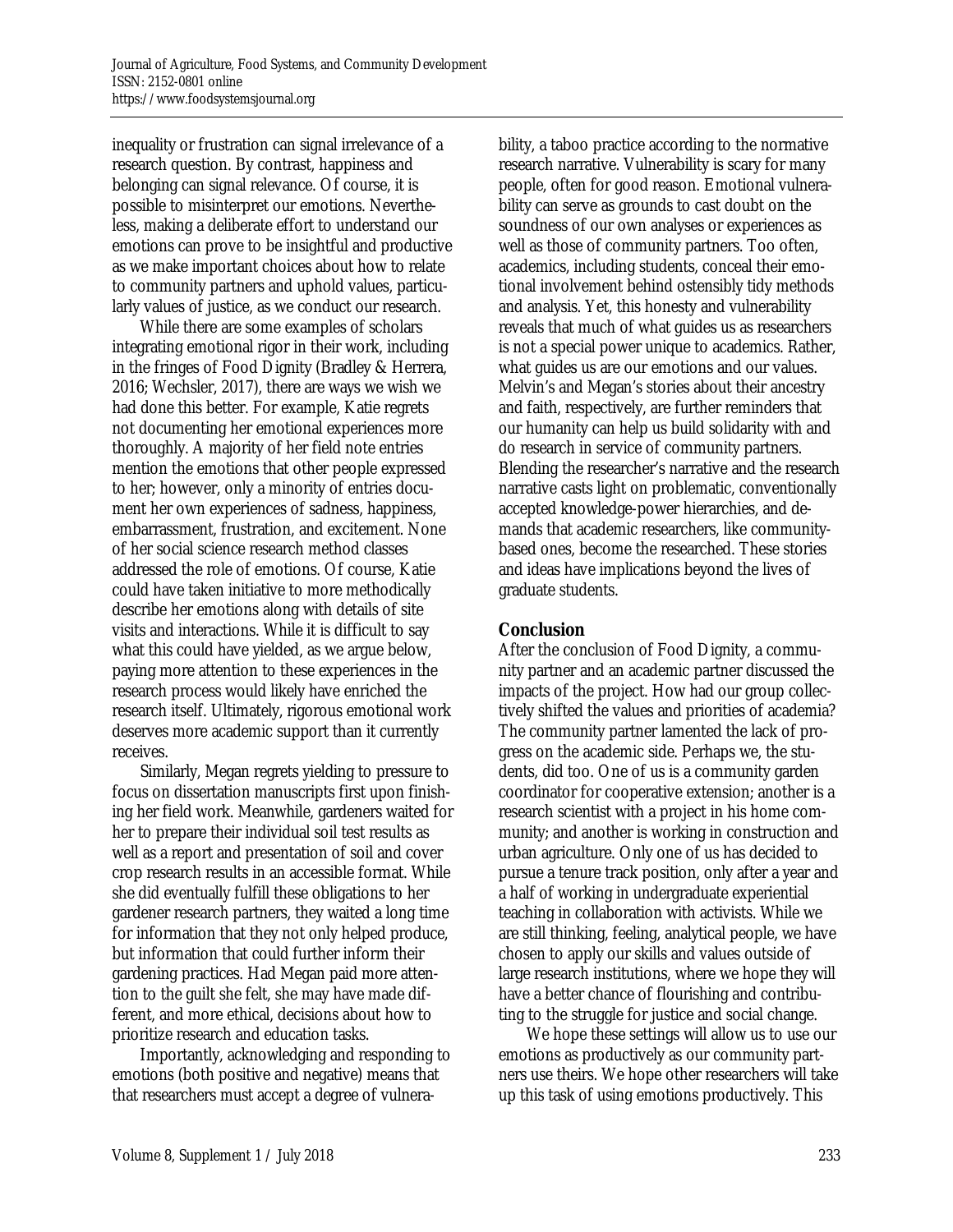inequality or frustration can signal irrelevance of a research question. By contrast, happiness and belonging can signal relevance. Of course, it is possible to misinterpret our emotions. Nevertheless, making a deliberate effort to understand our emotions can prove to be insightful and productive as we make important choices about how to relate to community partners and uphold values, particularly values of justice, as we conduct our research.

While there are some examples of scholars integrating emotional rigor in their work, including in the fringes of Food Dignity (Bradley & Herrera, 2016; Wechsler, 2017), there are ways we wish we had done this better. For example, Katie regrets not documenting her emotional experiences more thoroughly. A majority of her field note entries mention the emotions that other people expressed to her; however, only a minority of entries document her own experiences of sadness, happiness, embarrassment, frustration, and excitement. None of her social science research method classes addressed the role of emotions. Of course, Katie could have taken initiative to more methodically describe her emotions along with details of site visits and interactions. While it is difficult to say what this could have yielded, as we argue below, paying more attention to these experiences in the research process would likely have enriched the research itself. Ultimately, rigorous emotional work deserves more academic support than it currently receives.

Similarly, Megan regrets yielding to pressure to focus on dissertation manuscripts first upon finishing her field work. Meanwhile, gardeners waited for her to prepare their individual soil test results as well as a report and presentation of soil and cover crop research results in an accessible format. While she did eventually fulfill these obligations to her gardener research partners, they waited a long time for information that they not only helped produce, but information that could further inform their gardening practices. Had Megan paid more attention to the guilt she felt, she may have made different, and more ethical, decisions about how to prioritize research and education tasks.

Importantly, acknowledging and responding to emotions (both positive and negative) means that that researchers must accept a degree of vulnerability, a taboo practice according to the normative research narrative. Vulnerability is scary for many people, often for good reason. Emotional vulnerability can serve as grounds to cast doubt on the soundness of our own analyses or experiences as well as those of community partners. Too often, academics, including students, conceal their emotional involvement behind ostensibly tidy methods and analysis. Yet, this honesty and vulnerability reveals that much of what guides us as researchers is not a special power unique to academics. Rather, what guides us are our emotions and our values. Melvin's and Megan's stories about their ancestry and faith, respectively, are further reminders that our humanity can help us build solidarity with and do research in service of community partners. Blending the researcher's narrative and the research narrative casts light on problematic, conventionally accepted knowledge-power hierarchies, and demands that academic researchers, like community-based ones, become the researched. These stories and ideas have implications beyond the lives of graduate students.

## Conclusion

After the conclusion of Food Dignity, a community partner and an academic partner discussed the impacts of the project. How had our group collectively shifted the values and priorities of academia? The community partner lamented the lack of progress on the academic side. Perhaps we, the students, did too. One of us is a community garden coordinator for cooperative extension; another is a research scientist with a project in his home community; and another is working in construction and urban agriculture. Only one of us has decided to pursue a tenure track position, only after a year and a half of working in undergraduate experiential teaching in collaboration with activists. While we are still thinking, feeling, analytical people, we have chosen to apply our skills and values outside of large research institutions, where we hope they will have a better chance of flourishing and contributing to the struggle for justice and social change.

We hope these settings will allow us to use our emotions as productively as our community partners use theirs. We hope other researchers will take up this task of using emotions productively. This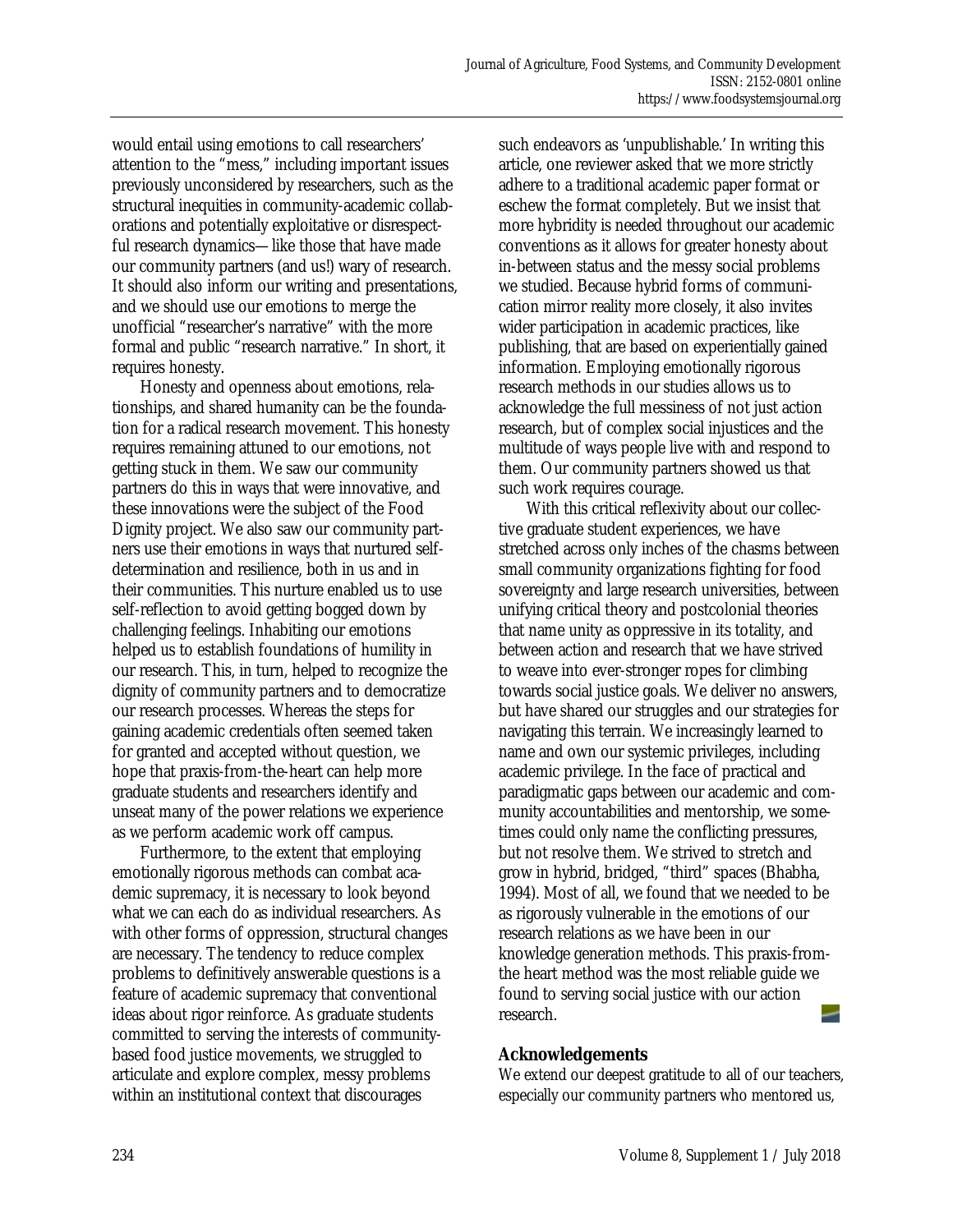would entail using emotions to call researchers' attention to the "mess," including important issues previously unconsidered by researchers, such as the structural inequities in community-academic collaborations and potentially exploitative or disrespectful research dynamics—like those that have made our community partners (and us!) wary of research. It should also inform our writing and presentations, and we should use our emotions to merge the unofficial "researcher's narrative" with the more formal and public "research narrative." In short, it requires honesty.

Honesty and openness about emotions, relationships, and shared humanity can be the foundation for a radical research movement. This honesty requires remaining attuned to our emotions, not getting stuck in them. We saw our community partners do this in ways that were innovative, and these innovations were the subject of the Food Dignity project. We also saw our community partners use their emotions in ways that nurtured self-determination and resilience, both in us and in their communities. This nurture enabled us to use self-reflection to avoid getting bogged down by challenging feelings. Inhabiting our emotions helped us to establish foundations of humility in our research. This, in turn, helped to recognize the dignity of community partners and to democratize our research processes. Whereas the steps for gaining academic credentials often seemed taken for granted and accepted without question, we hope that praxis-from-the-heart can help more graduate students and researchers identify and unseat many of the power relations we experience as we perform academic work off campus.

Furthermore, to the extent that employing emotionally rigorous methods can combat academic supremacy, it is necessary to look beyond what we can each do as individual researchers. As with other forms of oppression, structural changes are necessary. The tendency to reduce complex problems to definitively answerable questions is a feature of academic supremacy that conventional ideas about rigor reinforce. As graduate students committed to serving the interests of community-based food justice movements, we struggled to articulate and explore complex, messy problems within an institutional context that discourages such endeavors as 'unpublishable.' In writing this article, one reviewer asked that we more strictly adhere to a traditional academic paper format or eschew the format completely. But we insist that more hybridity is needed throughout our academic conventions as it allows for greater honesty about in-between status and the messy social problems we studied. Because hybrid forms of communication mirror reality more closely, it also invites wider participation in academic practices, like publishing, that are based on experientially gained information. Employing emotionally rigorous research methods in our studies allows us to acknowledge the full messiness of not just action research, but of complex social injustices and the multitude of ways people live with and respond to them. Our community partners showed us that such work requires courage.

With this critical reflexivity about our collective graduate student experiences, we have stretched across only inches of the chasms between small community organizations fighting for food sovereignty and large research universities, between unifying critical theory and postcolonial theories that name unity as oppressive in its totality, and between action and research that we have strived to weave into ever-stronger ropes for climbing towards social justice goals. We deliver no answers, but have shared our struggles and our strategies for navigating this terrain. We increasingly learned to name and own our systemic privileges, including academic privilege. In the face of practical and paradigmatic gaps between our academic and community accountabilities and mentorship, we sometimes could only name the conflicting pressures, but not resolve them. We strived to stretch and grow in hybrid, bridged, "third" spaces (Bhabha, 1994). Most of all, we found that we needed to be as rigorously vulnerable in the emotions of our research relations as we have been in our knowledge generation methods. This praxis-from-the heart method was the most reliable guide we found to serving social justice with our action research.

## Acknowledgements

We extend our deepest gratitude to all of our teachers, especially our community partners who mentored us,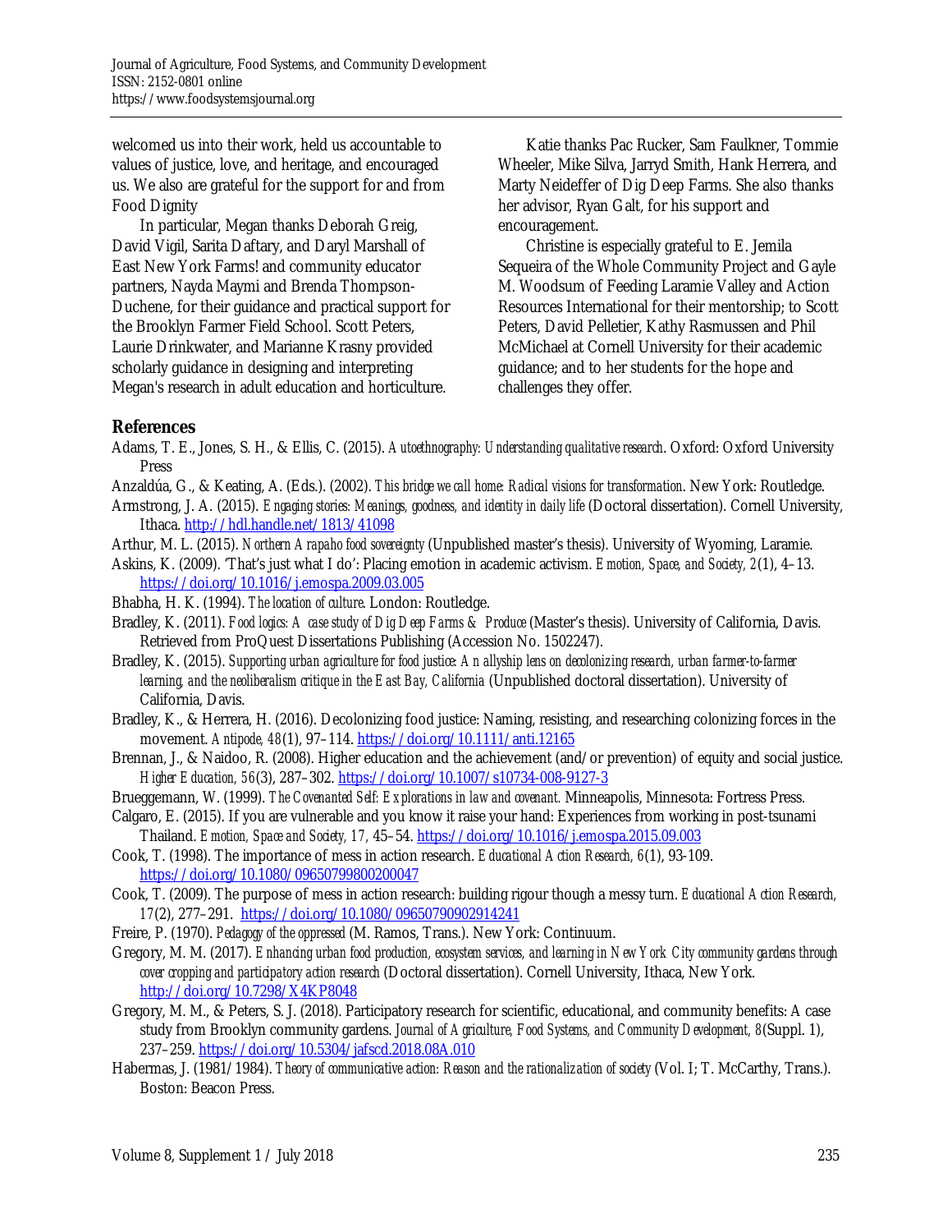welcomed us into their work, held us accountable to values of justice, love, and heritage, and encouraged us. We also are grateful for the support for and from Food Dignity

In particular, Megan thanks Deborah Greig, David Vigil, Sarita Daftary, and Daryl Marshall of East New York Farms! and community educator partners, Nayda Maymi and Brenda Thompson-Duchene, for their guidance and practical support for the Brooklyn Farmer Field School. Scott Peters, Laurie Drinkwater, and Marianne Krasny provided scholarly guidance in designing and interpreting Megan's research in adult education and horticulture.

Katie thanks Pac Rucker, Sam Faulkner, Tommie Wheeler, Mike Silva, Jarryd Smith, Hank Herrera, and Marty Neideffer of Dig Deep Farms. She also thanks her advisor, Ryan Galt, for his support and encouragement.

Christine is especially grateful to E. Jemila Sequeira of the Whole Community Project and Gayle M. Woodsum of Feeding Laramie Valley and Action Resources International for their mentorship; to Scott Peters, David Pelletier, Kathy Rasmussen and Phil McMichael at Cornell University for their academic guidance; and to her students for the hope and challenges they offer.

## References

Adams, T. E., Jones, S. H., & Ellis, C. (2015). *Autoethnography: Understanding qualitative research*. Oxford: Oxford University Press

Anzaldúa, G., & Keating, A. (Eds.). (2002). *This bridge we call home: Radical visions for transformation*. New York: Routledge.

Armstrong, J. A. (2015). *Engaging stories: Meanings, goodness, and identity in daily life* (Doctoral dissertation). Cornell University, Ithaca. http://hdl.handle.net/1813/41098

Arthur, M. L. (2015). *Northern Arapaho food sovereignty* (Unpublished master's thesis). University of Wyoming, Laramie.

Askins, K. (2009). 'That's just what I do': Placing emotion in academic activism. *Emotion, Space, and Society, 2*(1), 4–13. https://doi.org/10.1016/j.emospa.2009.03.005

Bhabha, H. K. (1994). *The location of culture*. London: Routledge.

Bradley, K. (2011). *Food logics: A case study of Dig Deep Farms & Produce* (Master's thesis). University of California, Davis. Retrieved from ProQuest Dissertations Publishing (Accession No. 1502247).

Bradley, K. (2015). *Supporting urban agriculture for food justice: An allyship lens on decolonizing research, urban farmer-to-farmer learning, and the neoliberalism critique in the East Bay, California* (Unpublished doctoral dissertation). University of California, Davis.

Bradley, K., & Herrera, H. (2016). Decolonizing food justice: Naming, resisting, and researching colonizing forces in the movement. *Antipode, 48*(1), 97–114. https://doi.org/10.1111/anti.12165

Brennan, J., & Naidoo, R. (2008). Higher education and the achievement (and/or prevention) of equity and social justice. *Higher Education, 56*(3), 287–302. https://doi.org/10.1007/s10734-008-9127-3

Brueggemann, W. (1999). *The Covenanted Self: Explorations in law and covenant.* Minneapolis, Minnesota: Fortress Press.

Calgaro, E. (2015). If you are vulnerable and you know it raise your hand: Experiences from working in post-tsunami Thailand. *Emotion, Space and Society, 17,* 45–54. https://doi.org/10.1016/j.emospa.2015.09.003

Cook, T. (1998). The importance of mess in action research. *Educational Action Research, 6*(1), 93-109. https://doi.org/10.1080/09650799800200047

Cook, T. (2009). The purpose of mess in action research: building rigour though a messy turn. *Educational Action Research, 17*(2), 277–291. https://doi.org/10.1080/09650790902914241

Freire, P. (1970). *Pedagogy of the oppressed* (M. Ramos, Trans.). New York: Continuum.

Gregory, M. M. (2017). *Enhancing urban food production, ecosystem services, and learning in New York City community gardens through cover cropping and participatory action research* (Doctoral dissertation). Cornell University, Ithaca, New York. http://doi.org/10.7298/X4KP8048

Gregory, M. M., & Peters, S. J. (2018). Participatory research for scientific, educational, and community benefits: A case study from Brooklyn community gardens. *Journal of Agriculture, Food Systems, and Community Development, 8*(Suppl. 1), 237–259. https://doi.org/10.5304/jafscd.2018.08A.010

Habermas, J. (1981/1984). *Theory of communicative action: Reason and the rationalization of society* (Vol. I; T. McCarthy, Trans.). Boston: Beacon Press.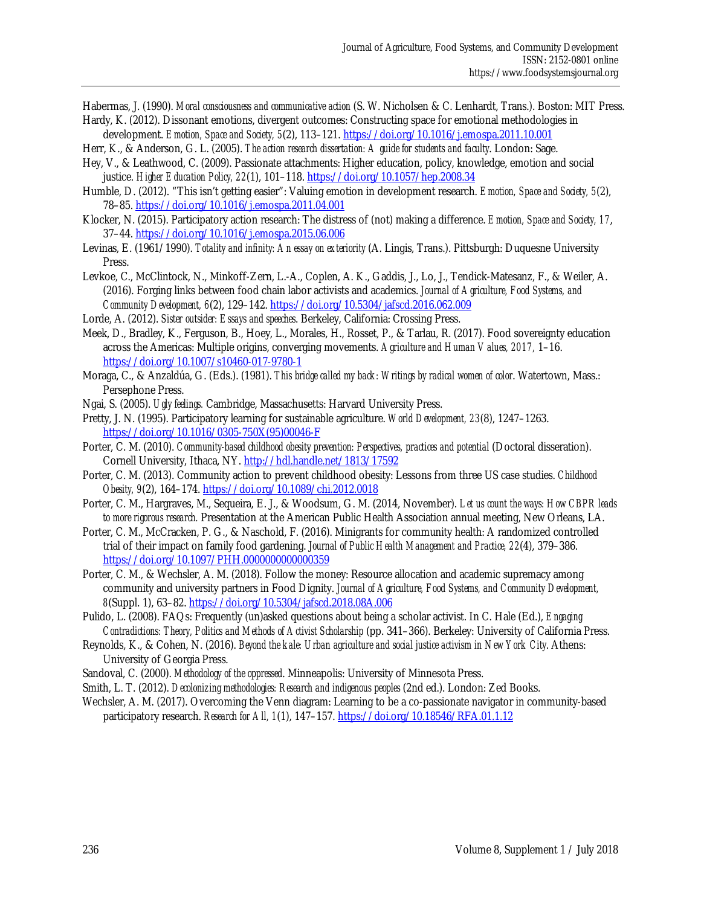Habermas, J. (1990). *Moral consciousness and communicative action* (S. W. Nicholsen & C. Lenhardt, Trans.). Boston: MIT Press.

Hardy, K. (2012). Dissonant emotions, divergent outcomes: Constructing space for emotional methodologies in development. *Emotion, Space and Society, 5*(2), 113–121. https://doi.org/10.1016/j.emospa.2011.10.001

Herr, K., & Anderson, G. L. (2005). *The action research dissertation: A guide for students and faculty*. London: Sage.

Hey, V., & Leathwood, C. (2009). Passionate attachments: Higher education, policy, knowledge, emotion and social justice. *Higher Education Policy, 22*(1), 101–118. https://doi.org/10.1057/hep.2008.34

Humble, D. (2012). "This isn't getting easier": Valuing emotion in development research. *Emotion, Space and Society, 5*(2), 78–85. https://doi.org/10.1016/j.emospa.2011.04.001

Klocker, N. (2015). Participatory action research: The distress of (not) making a difference. *Emotion, Space and Society, 17*, 37–44. https://doi.org/10.1016/j.emospa.2015.06.006

Levinas, E. (1961/1990). *Totality and infinity: An essay on exteriority* (A. Lingis, Trans.). Pittsburgh: Duquesne University Press.

Levkoe, C., McClintock, N., Minkoff-Zern, L.-A., Coplen, A. K., Gaddis, J., Lo, J., Tendick-Matesanz, F., & Weiler, A. (2016). Forging links between food chain labor activists and academics. *Journal of Agriculture, Food Systems, and Community Development, 6*(2), 129–142. https://doi.org/10.5304/jafscd.2016.062.009

Lorde, A. (2012). *Sister outsider: Essays and speeches*. Berkeley, California: Crossing Press.

Meek, D., Bradley, K., Ferguson, B., Hoey, L., Morales, H., Rosset, P., & Tarlau, R. (2017). Food sovereignty education across the Americas: Multiple origins, converging movements. *Agriculture and Human Values, 2017,* 1–16. https://doi.org/10.1007/s10460-017-9780-1

Moraga, C., & Anzaldúa, G. (Eds.). (1981). *This bridge called my back: Writings by radical women of color*. Watertown, Mass.: Persephone Press.

Ngai, S. (2005). *Ugly feelings.* Cambridge, Massachusetts: Harvard University Press.

Pretty, J. N. (1995). Participatory learning for sustainable agriculture. *World Development, 23*(8), 1247–1263. https://doi.org/10.1016/0305-750X(95)00046-F

Porter, C. M. (2010). *Community-based childhood obesity prevention: Perspectives, practices and potential* (Doctoral disseration). Cornell University, Ithaca, NY. http://hdl.handle.net/1813/17592

Porter, C. M. (2013). Community action to prevent childhood obesity: Lessons from three US case studies. *Childhood Obesity, 9*(2), 164–174. https://doi.org/10.1089/chi.2012.0018

Porter, C. M., Hargraves, M., Sequeira, E. J., & Woodsum, G. M. (2014, November). *Let us count the ways: How CBPR leads to more rigorous research.* Presentation at the American Public Health Association annual meeting, New Orleans, LA.

Porter, C. M., McCracken, P. G., & Naschold, F. (2016). Minigrants for community health: A randomized controlled trial of their impact on family food gardening. *Journal of Public Health Management and Practice, 22*(4), 379–386. https://doi.org/10.1097/PHH.0000000000000359

Porter, C. M., & Wechsler, A. M. (2018). Follow the money: Resource allocation and academic supremacy among community and university partners in Food Dignity. *Journal of Agriculture, Food Systems, and Community Development, 8*(Suppl. 1), 63–82. https://doi.org/10.5304/jafscd.2018.08A.006

Pulido, L. (2008). FAQs: Frequently (un)asked questions about being a scholar activist. In C. Hale (Ed.), *Engaging Contradictions: Theory, Politics and Methods of Activist Scholarship* (pp. 341–366). Berkeley: University of California Press.

Reynolds, K., & Cohen, N. (2016). *Beyond the kale: Urban agriculture and social justice activism in New York City*. Athens: University of Georgia Press.

Sandoval, C. (2000). *Methodology of the oppressed.* Minneapolis: University of Minnesota Press.

Smith, L. T. (2012). *Decolonizing methodologies: Research and indigenous peoples* (2nd ed.). London: Zed Books.

Wechsler, A. M. (2017). Overcoming the Venn diagram: Learning to be a co-passionate navigator in community-based participatory research. *Research for All, 1*(1), 147–157. https://doi.org/10.18546/RFA.01.1.12